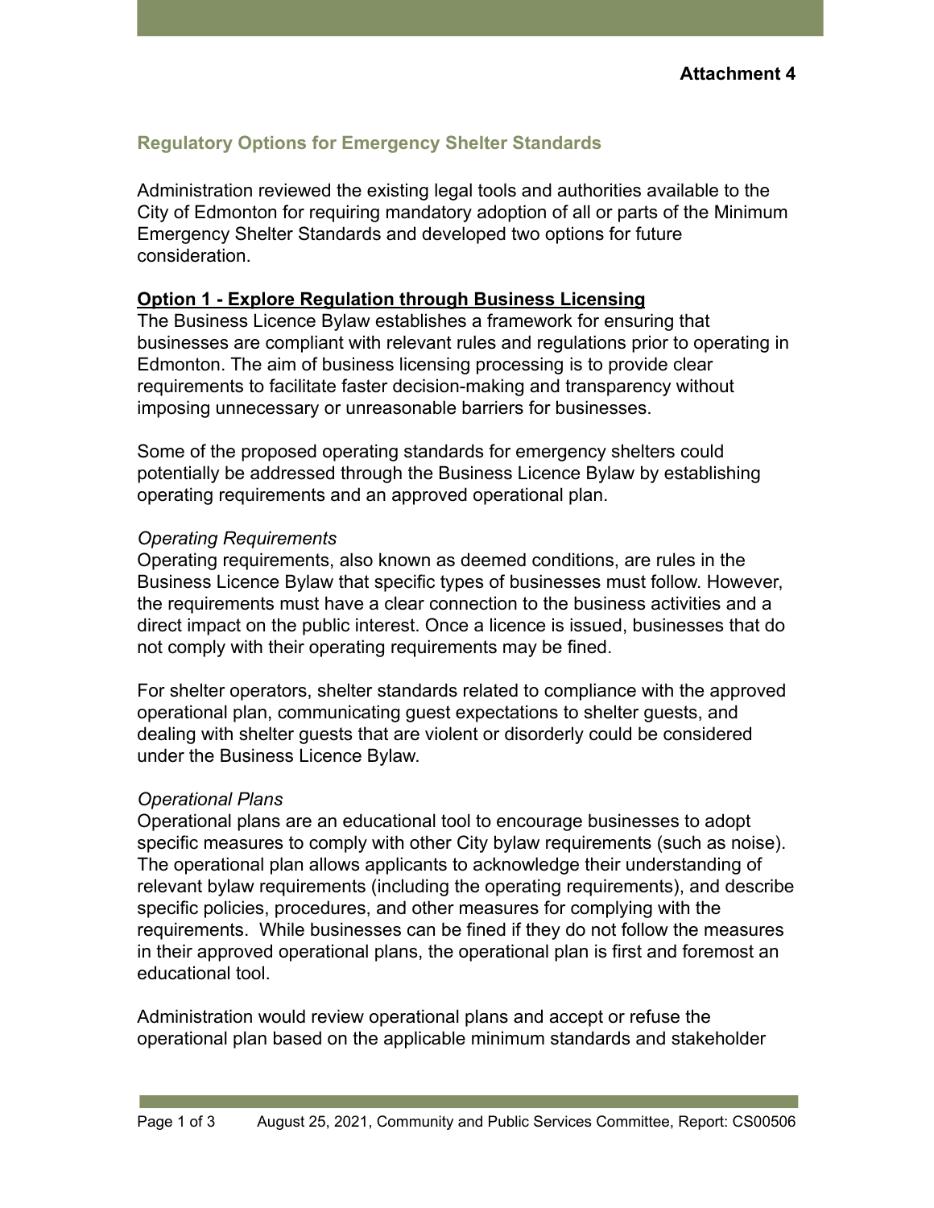**Attachment 4**

## Regulatory Options for Emergency Shelter Standards

Administration reviewed the existing legal tools and authorities available to the City of Edmonton for requiring mandatory adoption of all or parts of the Minimum Emergency Shelter Standards and developed two options for future consideration.

### Option 1 - Explore Regulation through Business Licensing

The Business Licence Bylaw establishes a framework for ensuring that businesses are compliant with relevant rules and regulations prior to operating in Edmonton. The aim of business licensing processing is to provide clear requirements to facilitate faster decision-making and transparency without imposing unnecessary or unreasonable barriers for businesses.

Some of the proposed operating standards for emergency shelters could potentially be addressed through the Business Licence Bylaw by establishing operating requirements and an approved operational plan.

*Operating Requirements*

Operating requirements, also known as deemed conditions, are rules in the Business Licence Bylaw that specific types of businesses must follow. However, the requirements must have a clear connection to the business activities and a direct impact on the public interest. Once a licence is issued, businesses that do not comply with their operating requirements may be fined.

For shelter operators, shelter standards related to compliance with the approved operational plan, communicating guest expectations to shelter guests, and dealing with shelter guests that are violent or disorderly could be considered under the Business Licence Bylaw.

*Operational Plans*

Operational plans are an educational tool to encourage businesses to adopt specific measures to comply with other City bylaw requirements (such as noise). The operational plan allows applicants to acknowledge their understanding of relevant bylaw requirements (including the operating requirements), and describe specific policies, procedures, and other measures for complying with the requirements. While businesses can be fined if they do not follow the measures in their approved operational plans, the operational plan is first and foremost an educational tool.

Administration would review operational plans and accept or refuse the operational plan based on the applicable minimum standards and stakeholder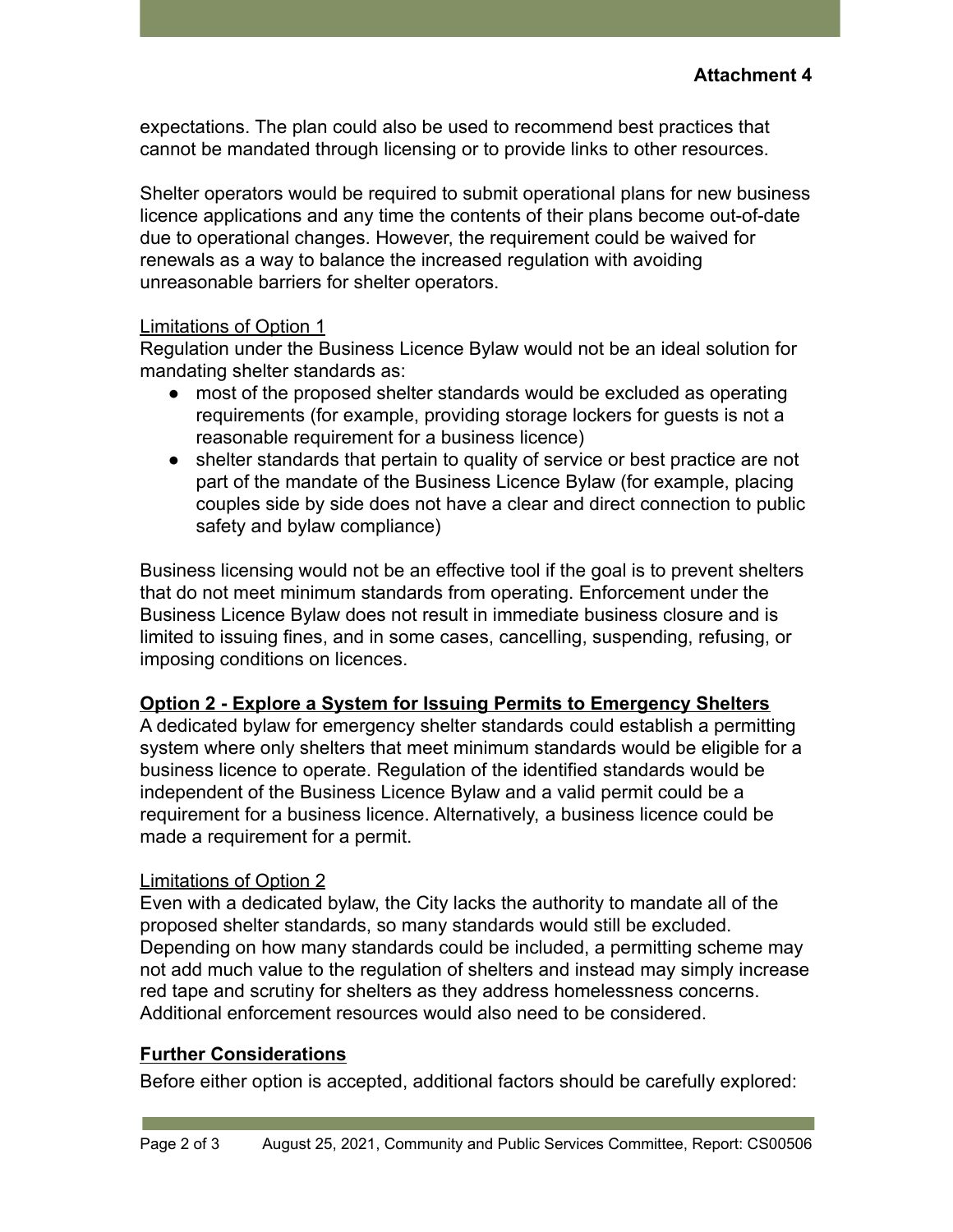expectations. The plan could also be used to recommend best practices that cannot be mandated through licensing or to provide links to other resources.

Shelter operators would be required to submit operational plans for new business licence applications and any time the contents of their plans become out-of-date due to operational changes. However, the requirement could be waived for renewals as a way to balance the increased regulation with avoiding unreasonable barriers for shelter operators.

Limitations of Option 1

Regulation under the Business Licence Bylaw would not be an ideal solution for mandating shelter standards as:

- most of the proposed shelter standards would be excluded as operating requirements (for example, providing storage lockers for guests is not a reasonable requirement for a business licence)
- shelter standards that pertain to quality of service or best practice are not part of the mandate of the Business Licence Bylaw (for example, placing couples side by side does not have a clear and direct connection to public safety and bylaw compliance)

Business licensing would not be an effective tool if the goal is to prevent shelters that do not meet minimum standards from operating. Enforcement under the Business Licence Bylaw does not result in immediate business closure and is limited to issuing fines, and in some cases, cancelling, suspending, refusing, or imposing conditions on licences.

## Option 2 - Explore a System for Issuing Permits to Emergency Shelters

A dedicated bylaw for emergency shelter standards could establish a permitting system where only shelters that meet minimum standards would be eligible for a business licence to operate. Regulation of the identified standards would be independent of the Business Licence Bylaw and a valid permit could be a requirement for a business licence. Alternatively, a business licence could be made a requirement for a permit.

Limitations of Option 2

Even with a dedicated bylaw, the City lacks the authority to mandate all of the proposed shelter standards, so many standards would still be excluded. Depending on how many standards could be included, a permitting scheme may not add much value to the regulation of shelters and instead may simply increase red tape and scrutiny for shelters as they address homelessness concerns. Additional enforcement resources would also need to be considered.

## Further Considerations

Before either option is accepted, additional factors should be carefully explored: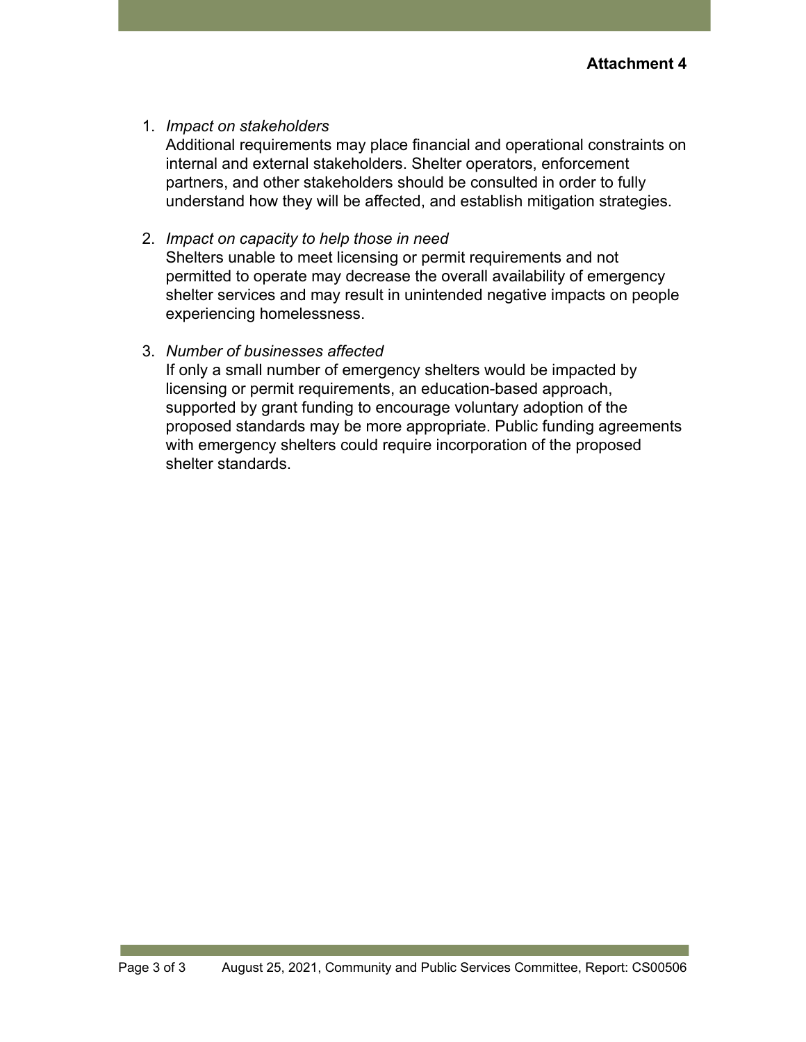**Attachment 4**

1. *Impact on stakeholders*
   Additional requirements may place financial and operational constraints on internal and external stakeholders. Shelter operators, enforcement partners, and other stakeholders should be consulted in order to fully understand how they will be affected, and establish mitigation strategies.

2. *Impact on capacity to help those in need*
   Shelters unable to meet licensing or permit requirements and not permitted to operate may decrease the overall availability of emergency shelter services and may result in unintended negative impacts on people experiencing homelessness.

3. *Number of businesses affected*
   If only a small number of emergency shelters would be impacted by licensing or permit requirements, an education-based approach, supported by grant funding to encourage voluntary adoption of the proposed standards may be more appropriate. Public funding agreements with emergency shelters could require incorporation of the proposed shelter standards.